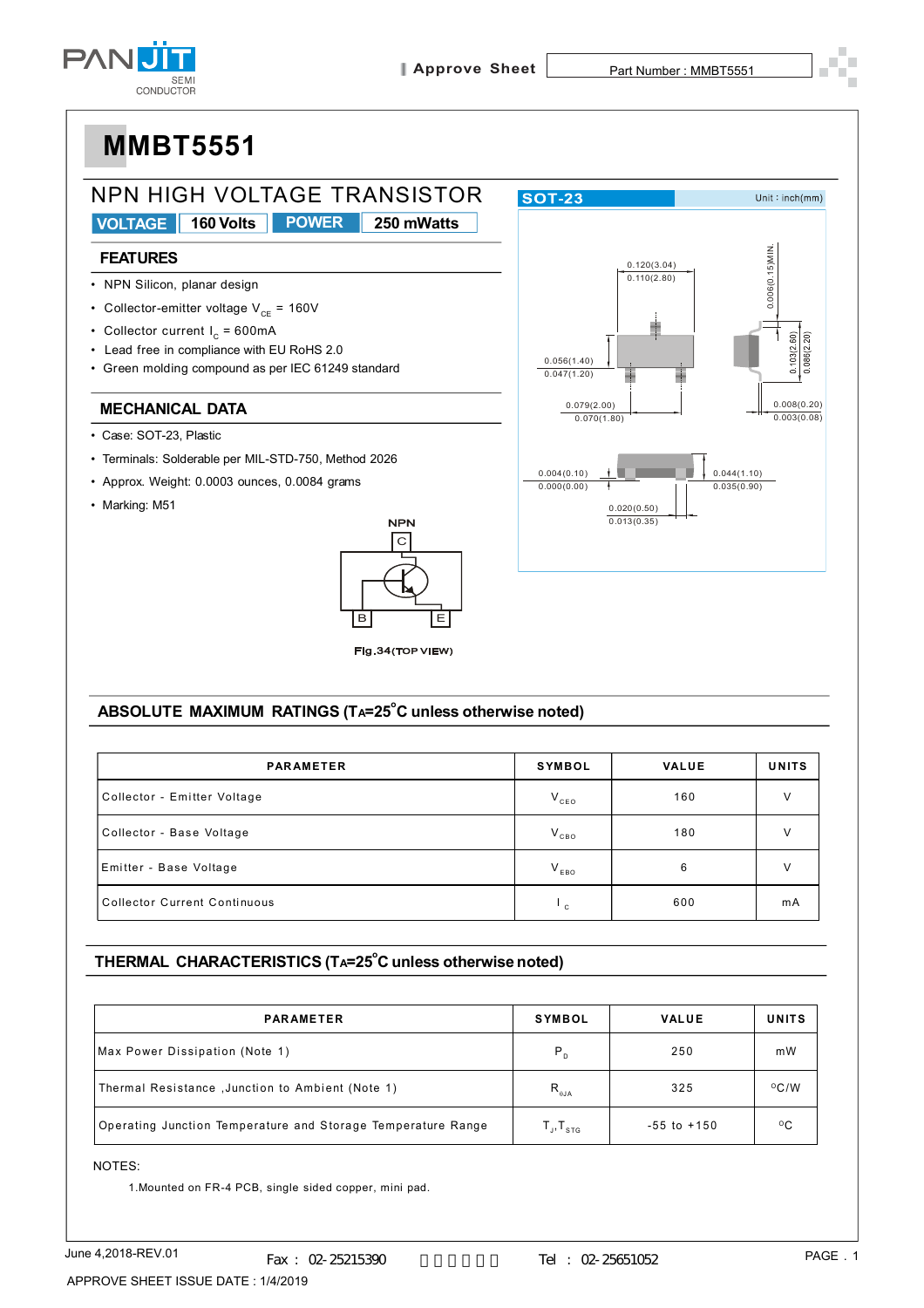# MMBT5551

## NPN HIGH VOLTAGE TRANSISTOR

| VOLTAGE | 160 Volts | POWER | 250 mWatts |
|---|---|---|---|

### FEATURES

- NPN Silicon, planar design
- Collector-emitter voltage $V_{CE}$ = 160V
- Collector current $I_C$ = 600mA
- Lead free in compliance with EU RoHS 2.0
- Green molding compound as per IEC 61249 standard

### MECHANICAL DATA

- Case: SOT-23, Plastic
- Terminals: Solderable per MIL-STD-750, Method 2026
- Approx. Weight: 0.0003 ounces, 0.0084 grams
- Marking: M51

SOT-23 Unit : inch(mm)

Fig.34(TOP VIEW)

### ABSOLUTE MAXIMUM RATINGS ($T_A$=25°C unless otherwise noted)

| PARAMETER | SYMBOL | VALUE | UNITS |
|---|---|---|---|
| Collector - Emitter Voltage | $V_{CEO}$ | 160 | V |
| Collector - Base Voltage | $V_{CBO}$ | 180 | V |
| Emitter - Base Voltage | $V_{EBO}$ | 6 | V |
| Collector Current Continuous | $I_C$ | 600 | mA |

### THERMAL CHARACTERISTICS ($T_A$=25°C unless otherwise noted)

| PARAMETER | SYMBOL | VALUE | UNITS |
|---|---|---|---|
| Max Power Dissipation (Note 1) | $P_D$ | 250 | mW |
| Thermal Resistance ,Junction to Ambient (Note 1) | $R_{\theta JA}$ | 325 | °C/W |
| Operating Junction Temperature and Storage Temperature Range | $T_J$,$T_{STG}$ | -55 to +150 | °C |

NOTES:

1.Mounted on FR-4 PCB, single sided copper, mini pad.

June 4,2018-REV.01

APPROVE SHEET ISSUE DATE : 1/4/2019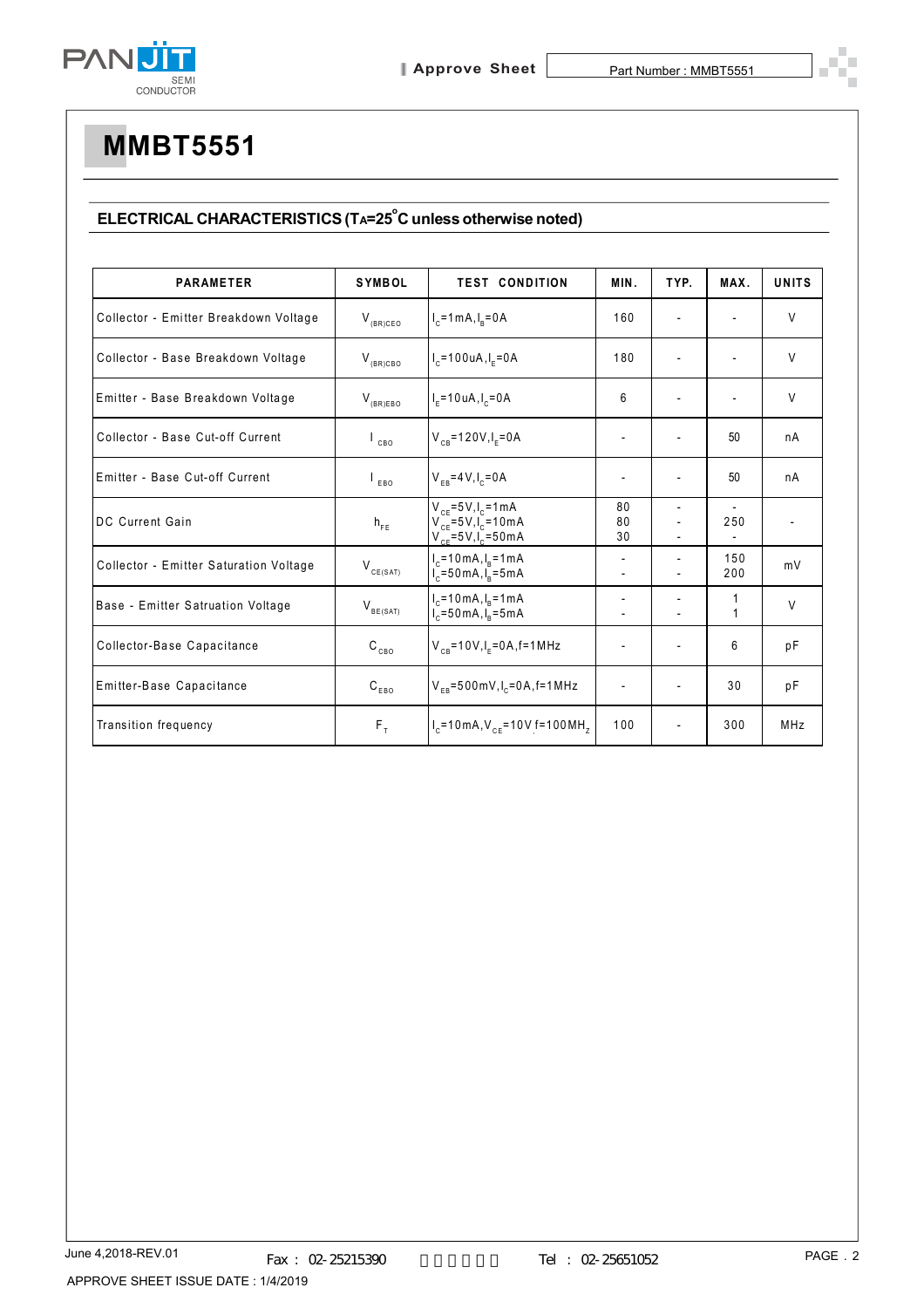# MMBT5551

## ELECTRICAL CHARACTERISTICS ($T_A$=25°C unless otherwise noted)

| PARAMETER | SYMBOL | TEST CONDITION | MIN. | TYP. | MAX. | UNITS |
|---|---|---|---|---|---|---|
| Collector - Emitter Breakdown Voltage | $V_{(BR)CEO}$ | $I_C$=1mA, $I_B$=0A | 160 | - | - | V |
| Collector - Base Breakdown Voltage | $V_{(BR)CBO}$ | $I_C$=100uA, $I_E$=0A | 180 | - | - | V |
| Emitter - Base Breakdown Voltage | $V_{(BR)EBO}$ | $I_E$=10uA, $I_C$=0A | 6 | - | - | V |
| Collector - Base Cut-off Current | $I_{CBO}$ | $V_{CB}$=120V, $I_E$=0A | - | - | 50 | nA |
| Emitter - Base Cut-off Current | $I_{EBO}$ | $V_{EB}$=4V, $I_C$=0A | - | - | 50 | nA |
| DC Current Gain | $h_{FE}$ | $V_{CE}$=5V, $I_C$=1mA<br>$V_{CE}$=5V, $I_C$=10mA<br>$V_{CE}$=5V, $I_C$=50mA | 80<br>80<br>30 | -<br>-<br>- | -<br>250<br>- | - |
| Collector - Emitter Saturation Voltage | $V_{CE(SAT)}$ | $I_C$=10mA, $I_B$=1mA<br>$I_C$=50mA, $I_B$=5mA | -<br>- | -<br>- | 150<br>200 | mV |
| Base - Emitter Satruation Voltage | $V_{BE(SAT)}$ | $I_C$=10mA, $I_B$=1mA<br>$I_C$=50mA, $I_B$=5mA | -<br>- | -<br>- | 1<br>1 | V |
| Collector-Base Capacitance | $C_{CBO}$ | $V_{CB}$=10V, $I_E$=0A, f=1MHz | - | - | 6 | pF |
| Emitter-Base Capacitance | $C_{EBO}$ | $V_{EB}$=500mV, $I_C$=0A, f=1MHz | - | - | 30 | pF |
| Transition frequency | $F_T$ | $I_C$=10mA, $V_{CE}$=10V f=100MHz | 100 | - | 300 | MHz |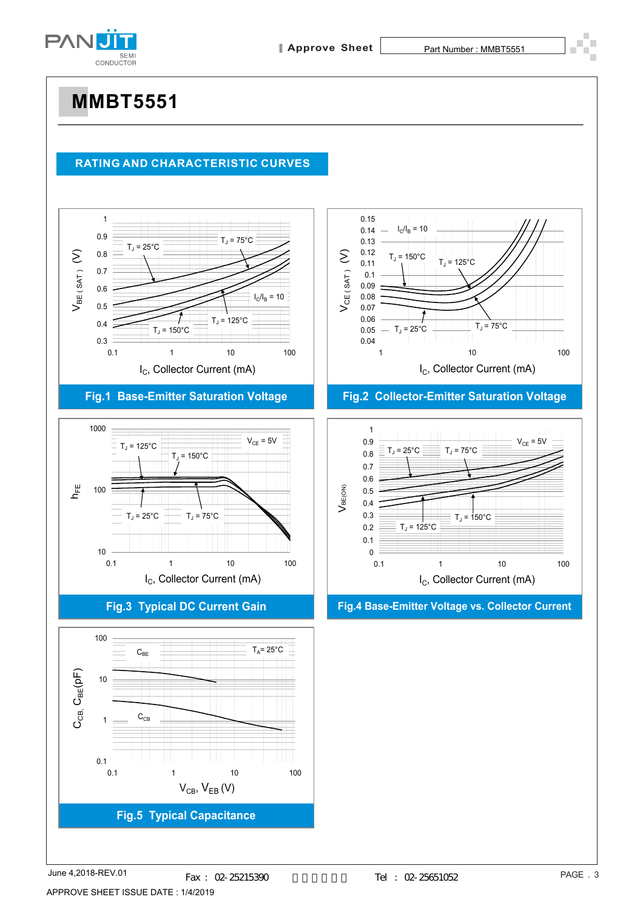# MMBT5551

## RATING AND CHARACTERISTIC CURVES

Fig.1 Base-Emitter Saturation Voltage

Fig.2 Collector-Emitter Saturation Voltage

Fig.3 Typical DC Current Gain

Fig.4 Base-Emitter Voltage vs. Collector Current

Fig.5 Typical Capacitance

June 4,2018-REV.01

Fax : 02-25215390

Tel : 02-25651052

APPROVE SHEET ISSUE DATE : 1/4/2019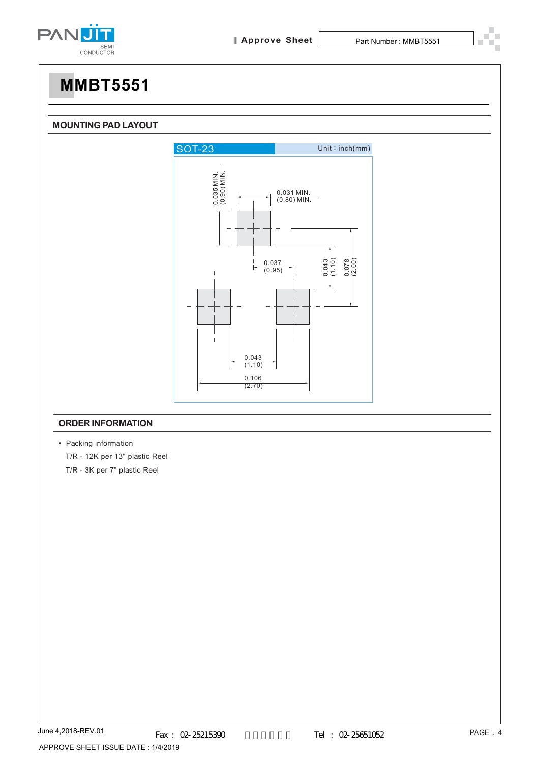# MMBT5551

## MOUNTING PAD LAYOUT

SOT-23 — Unit : inch(mm)

0.035 MIN. (0.90) MIN.

0.031 MIN. (0.80) MIN.

0.037 (0.95)

0.043 (1.10)

0.078 (2.00)

0.043 (1.10)

0.106 (2.70)

## ORDER INFORMATION

- Packing information

  T/R - 12K per 13" plastic Reel

  T/R - 3K per 7" plastic Reel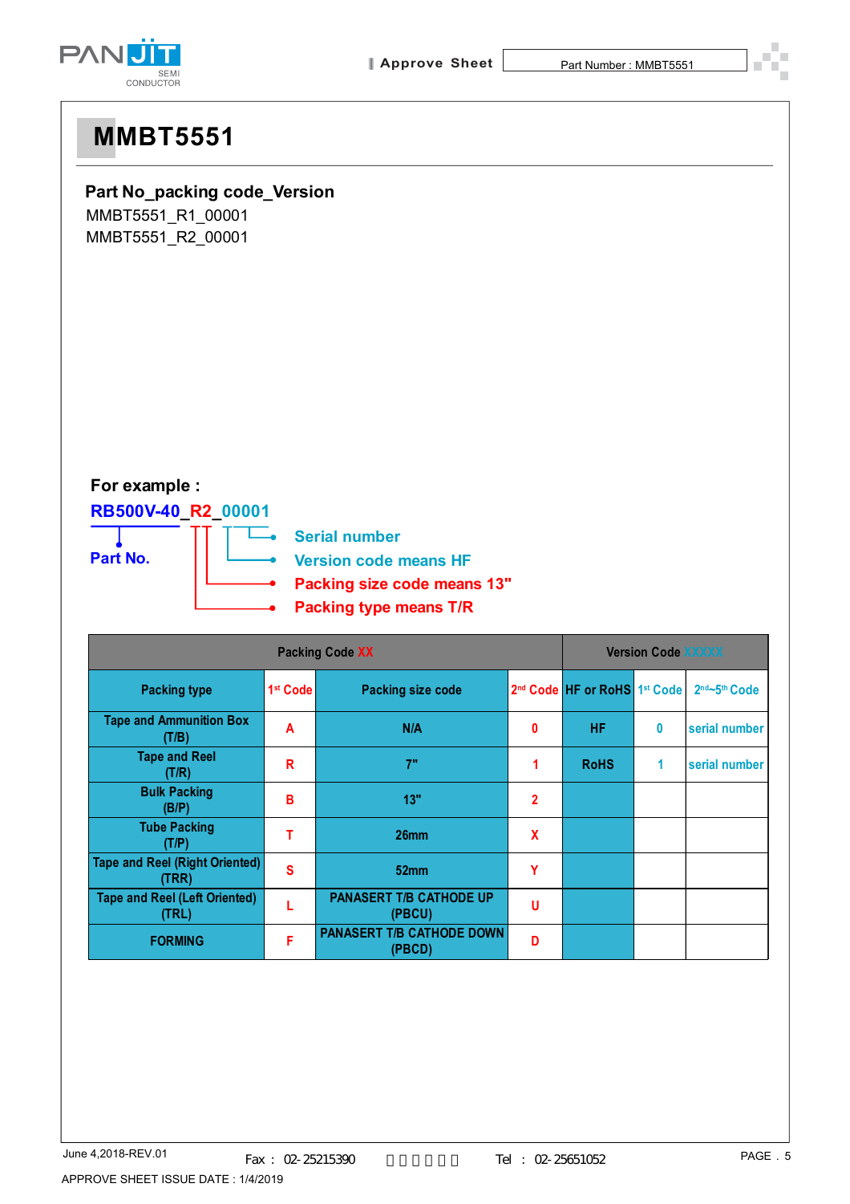# MMBT5551

**Part No_packing code_Version**

MMBT5551_R1_00001
MMBT5551_R2_00001

**For example :**

**RB500V-40_R2_00001**

- **Part No.**
- **Serial number**
- **Version code means HF**
- **Packing size code means 13"**
- **Packing type means T/R**

| Packing Code XX | | | | Version Code XXXXX | | |
|---|---|---|---|---|---|---|
| Packing type | 1st Code | Packing size code | 2nd Code | HF or RoHS | 1st Code | 2nd~5th Code |
| Tape and Ammunition Box (T/B) | A | N/A | 0 | HF | 0 | serial number |
| Tape and Reel (T/R) | R | 7" | 1 | RoHS | 1 | serial number |
| Bulk Packing (B/P) | B | 13" | 2 | | | |
| Tube Packing (T/P) | T | 26mm | X | | | |
| Tape and Reel (Right Oriented) (TRR) | S | 52mm | Y | | | |
| Tape and Reel (Left Oriented) (TRL) | L | PANASERT T/B CATHODE UP (PBCU) | U | | | |
| FORMING | F | PANASERT T/B CATHODE DOWN (PBCD) | D | | | |

June 4,2018-REV.01

APPROVE SHEET ISSUE DATE : 1/4/2019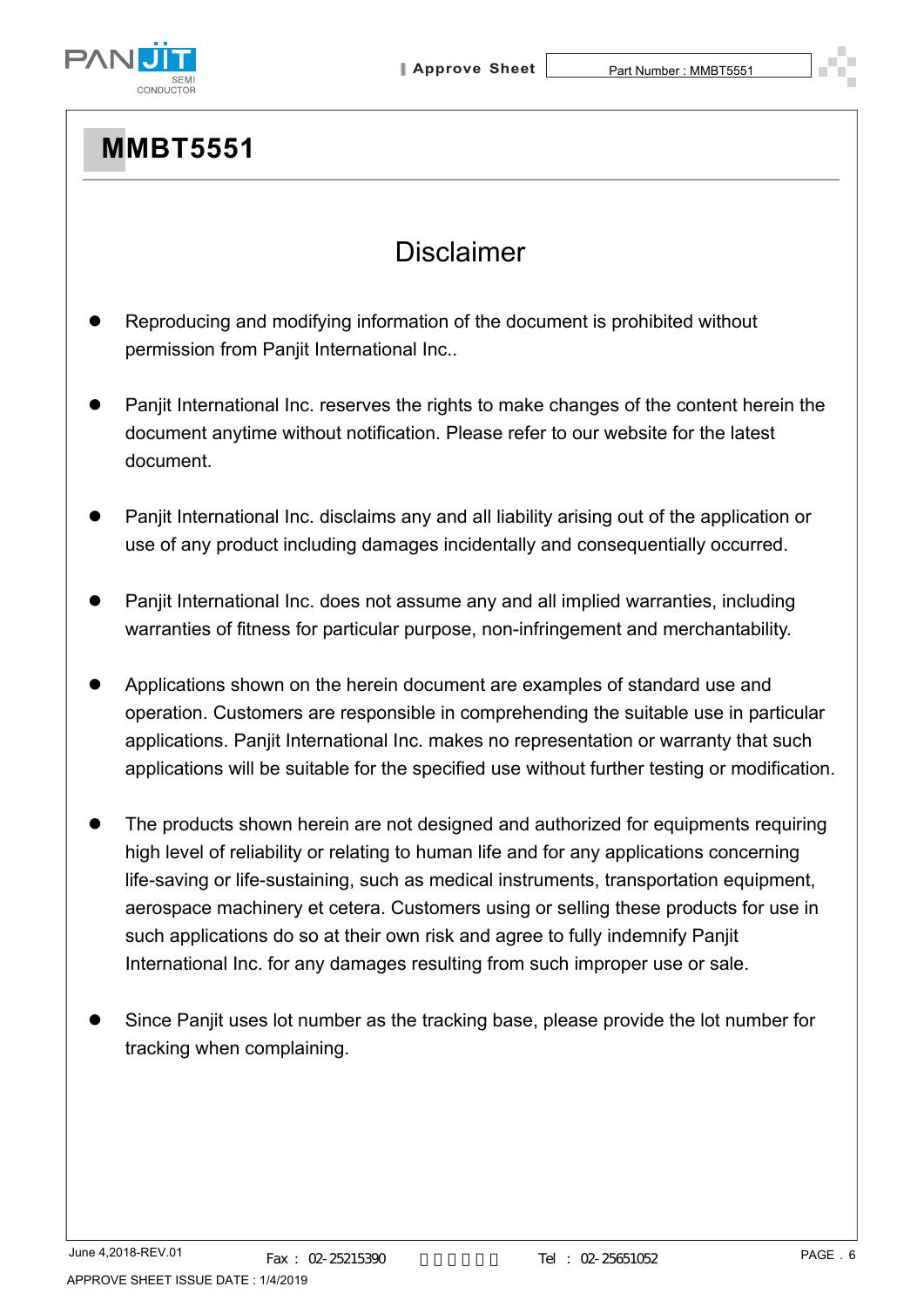# MMBT5551

## Disclaimer

- Reproducing and modifying information of the document is prohibited without permission from Panjit International Inc..
- Panjit International Inc. reserves the rights to make changes of the content herein the document anytime without notification. Please refer to our website for the latest document.
- Panjit International Inc. disclaims any and all liability arising out of the application or use of any product including damages incidentally and consequentially occurred.
- Panjit International Inc. does not assume any and all implied warranties, including warranties of fitness for particular purpose, non-infringement and merchantability.
- Applications shown on the herein document are examples of standard use and operation. Customers are responsible in comprehending the suitable use in particular applications. Panjit International Inc. makes no representation or warranty that such applications will be suitable for the specified use without further testing or modification.
- The products shown herein are not designed and authorized for equipments requiring high level of reliability or relating to human life and for any applications concerning life-saving or life-sustaining, such as medical instruments, transportation equipment, aerospace machinery et cetera. Customers using or selling these products for use in such applications do so at their own risk and agree to fully indemnify Panjit International Inc. for any damages resulting from such improper use or sale.
- Since Panjit uses lot number as the tracking base, please provide the lot number for tracking when complaining.